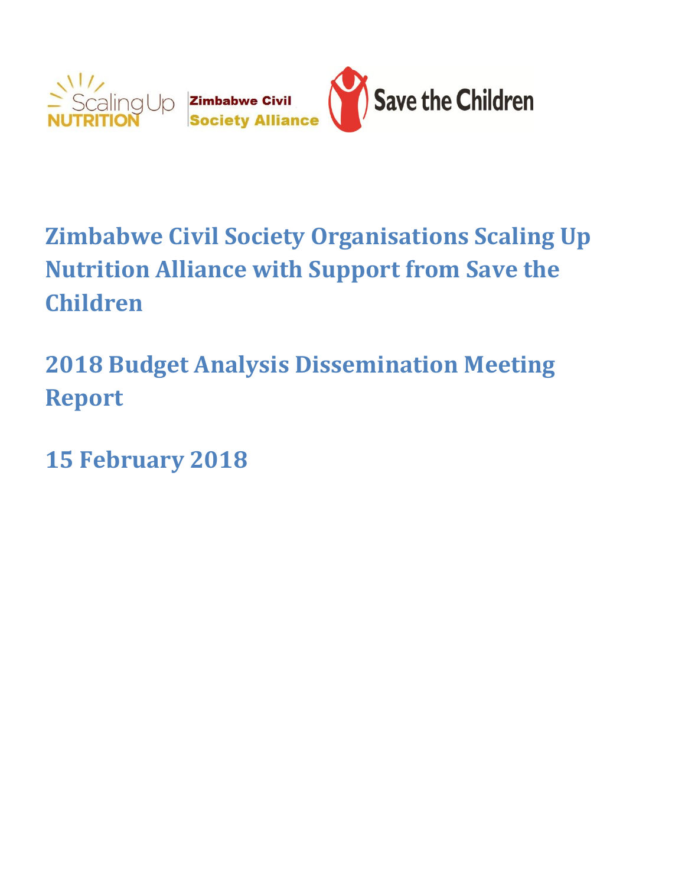# Zimbabwe Civil Society Organisations Scaling Up Nutrition Alliance with Support from Save the Children

## 2018 Budget Analysis Dissemination Meeting Report

## 15 February 2018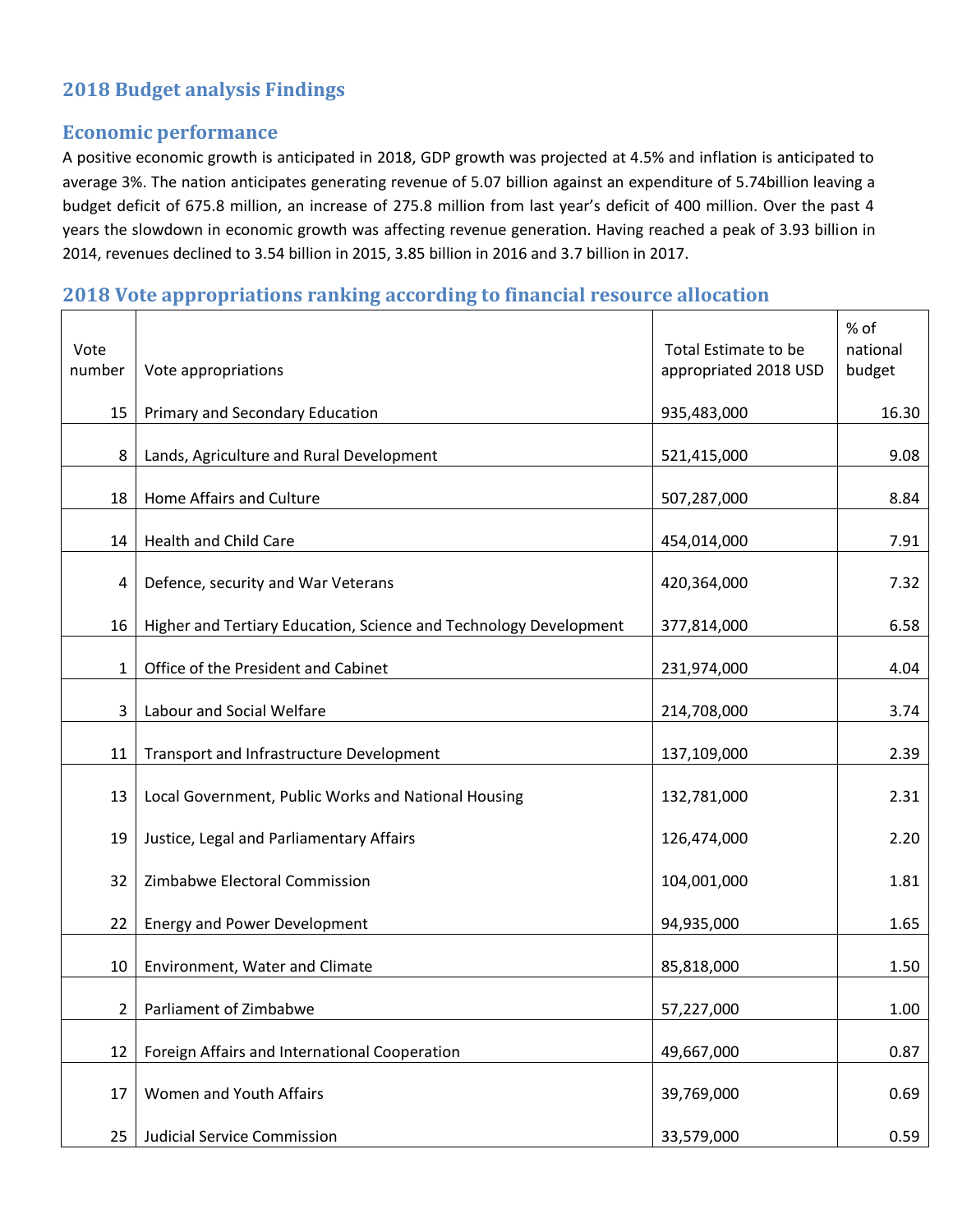## 2018 Budget analysis Findings

### Economic performance

A positive economic growth is anticipated in 2018, GDP growth was projected at 4.5% and inflation is anticipated to average 3%. The nation anticipates generating revenue of 5.07 billion against an expenditure of 5.74billion leaving a budget deficit of 675.8 million, an increase of 275.8 million from last year's deficit of 400 million. Over the past 4 years the slowdown in economic growth was affecting revenue generation. Having reached a peak of 3.93 billion in 2014, revenues declined to 3.54 billion in 2015, 3.85 billion in 2016 and 3.7 billion in 2017.

### 2018 Vote appropriations ranking according to financial resource allocation

| Vote number | Vote appropriations | Total Estimate to be appropriated 2018 USD | % of national budget |
|---|---|---|---|
| 15 | Primary and Secondary Education | 935,483,000 | 16.30 |
| 8 | Lands, Agriculture and Rural Development | 521,415,000 | 9.08 |
| 18 | Home Affairs and Culture | 507,287,000 | 8.84 |
| 14 | Health and Child Care | 454,014,000 | 7.91 |
| 4 | Defence, security and War Veterans | 420,364,000 | 7.32 |
| 16 | Higher and Tertiary Education, Science and Technology Development | 377,814,000 | 6.58 |
| 1 | Office of the President and Cabinet | 231,974,000 | 4.04 |
| 3 | Labour and Social Welfare | 214,708,000 | 3.74 |
| 11 | Transport and Infrastructure Development | 137,109,000 | 2.39 |
| 13 | Local Government, Public Works and National Housing | 132,781,000 | 2.31 |
| 19 | Justice, Legal and Parliamentary Affairs | 126,474,000 | 2.20 |
| 32 | Zimbabwe Electoral Commission | 104,001,000 | 1.81 |
| 22 | Energy and Power Development | 94,935,000 | 1.65 |
| 10 | Environment, Water and Climate | 85,818,000 | 1.50 |
| 2 | Parliament of Zimbabwe | 57,227,000 | 1.00 |
| 12 | Foreign Affairs and International Cooperation | 49,667,000 | 0.87 |
| 17 | Women and Youth Affairs | 39,769,000 | 0.69 |
| 25 | Judicial Service Commission | 33,579,000 | 0.59 |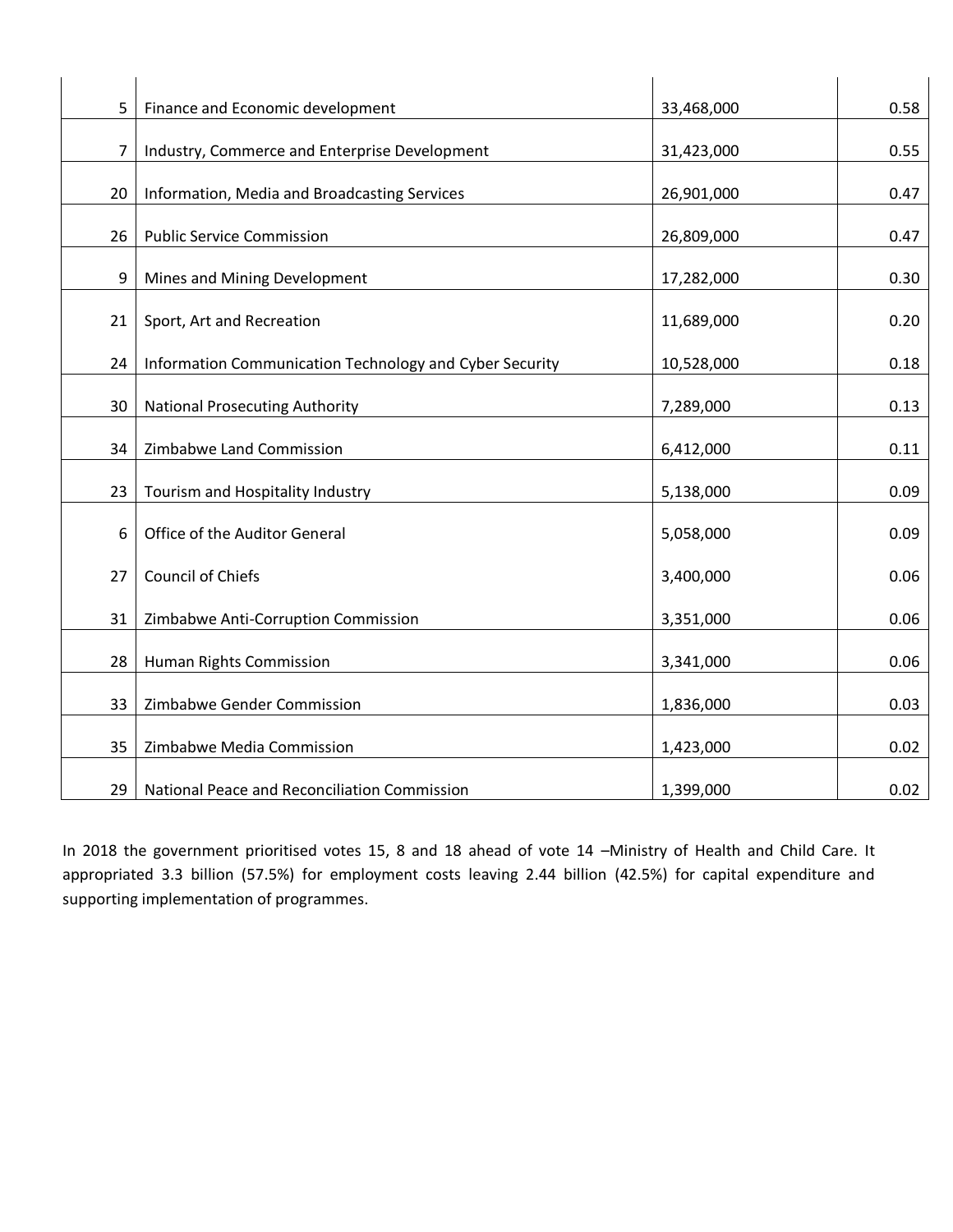| | | | |
|---|---|---|---|
| 5 | Finance and Economic development | 33,468,000 | 0.58 |
| 7 | Industry, Commerce and Enterprise Development | 31,423,000 | 0.55 |
| 20 | Information, Media and Broadcasting Services | 26,901,000 | 0.47 |
| 26 | Public Service Commission | 26,809,000 | 0.47 |
| 9 | Mines and Mining Development | 17,282,000 | 0.30 |
| 21 | Sport, Art and Recreation | 11,689,000 | 0.20 |
| 24 | Information Communication Technology and Cyber Security | 10,528,000 | 0.18 |
| 30 | National Prosecuting Authority | 7,289,000 | 0.13 |
| 34 | Zimbabwe Land Commission | 6,412,000 | 0.11 |
| 23 | Tourism and Hospitality Industry | 5,138,000 | 0.09 |
| 6 | Office of the Auditor General | 5,058,000 | 0.09 |
| 27 | Council of Chiefs | 3,400,000 | 0.06 |
| 31 | Zimbabwe Anti-Corruption Commission | 3,351,000 | 0.06 |
| 28 | Human Rights Commission | 3,341,000 | 0.06 |
| 33 | Zimbabwe Gender Commission | 1,836,000 | 0.03 |
| 35 | Zimbabwe Media Commission | 1,423,000 | 0.02 |
| 29 | National Peace and Reconciliation Commission | 1,399,000 | 0.02 |

In 2018 the government prioritised votes 15, 8 and 18 ahead of vote 14 –Ministry of Health and Child Care. It appropriated 3.3 billion (57.5%) for employment costs leaving 2.44 billion (42.5%) for capital expenditure and supporting implementation of programmes.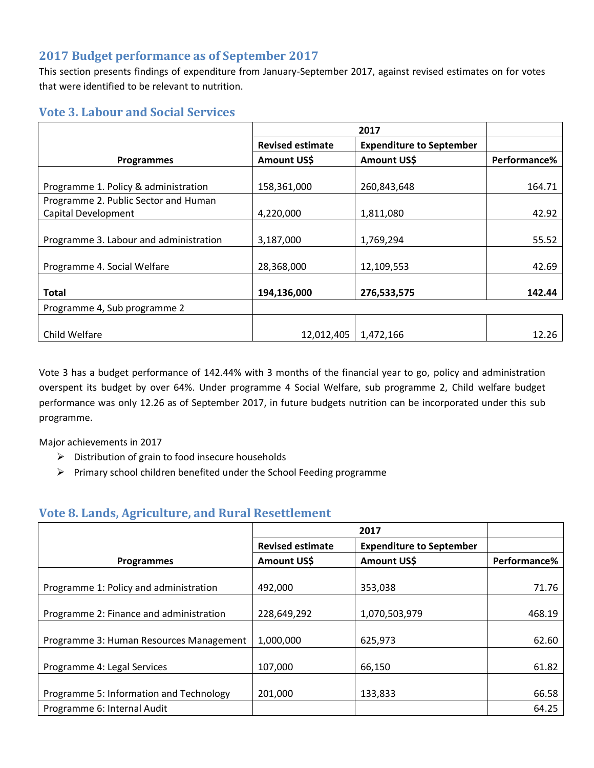## 2017 Budget performance as of September 2017

This section presents findings of expenditure from January-September 2017, against revised estimates on for votes that were identified to be relevant to nutrition.

### Vote 3. Labour and Social Services

| Programmes | 2017 Revised estimate Amount US$ | 2017 Expenditure to September Amount US$ | Performance% |
|---|---|---|---|
| Programme 1. Policy & administration | 158,361,000 | 260,843,648 | 164.71 |
| Programme 2. Public Sector and Human Capital Development | 4,220,000 | 1,811,080 | 42.92 |
| Programme 3. Labour and administration | 3,187,000 | 1,769,294 | 55.52 |
| Programme 4. Social Welfare | 28,368,000 | 12,109,553 | 42.69 |
| **Total** | **194,136,000** | **276,533,575** | **142.44** |
| Programme 4, Sub programme 2 | | | |
| Child Welfare | 12,012,405 | 1,472,166 | 12.26 |

Vote 3 has a budget performance of 142.44% with 3 months of the financial year to go, policy and administration overspent its budget by over 64%. Under programme 4 Social Welfare, sub programme 2, Child welfare budget performance was only 12.26 as of September 2017, in future budgets nutrition can be incorporated under this sub programme.

Major achievements in 2017

- Distribution of grain to food insecure households
- Primary school children benefited under the School Feeding programme

### Vote 8. Lands, Agriculture, and Rural Resettlement

| Programmes | 2017 Revised estimate Amount US$ | 2017 Expenditure to September Amount US$ | Performance% |
|---|---|---|---|
| Programme 1: Policy and administration | 492,000 | 353,038 | 71.76 |
| Programme 2: Finance and administration | 228,649,292 | 1,070,503,979 | 468.19 |
| Programme 3: Human Resources Management | 1,000,000 | 625,973 | 62.60 |
| Programme 4: Legal Services | 107,000 | 66,150 | 61.82 |
| Programme 5: Information and Technology | 201,000 | 133,833 | 66.58 |
| Programme 6: Internal Audit | | | 64.25 |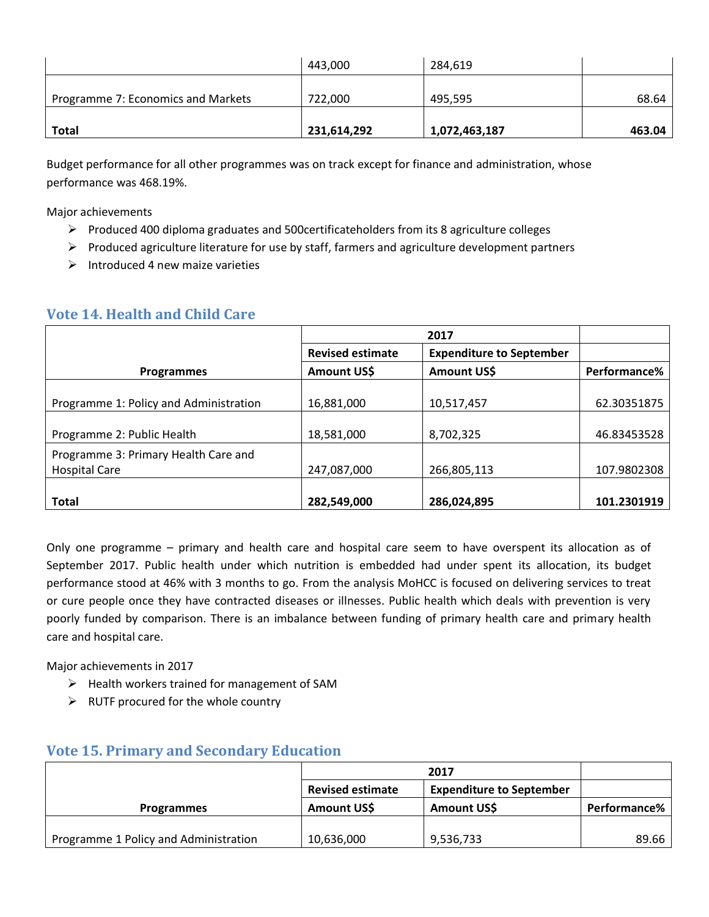| | 443,000 | 284,619 | |
|---|---|---|---|
| Programme 7: Economics and Markets | 722,000 | 495,595 | 68.64 |
| **Total** | **231,614,292** | **1,072,463,187** | **463.04** |

Budget performance for all other programmes was on track except for finance and administration, whose performance was 468.19%.

Major achievements

- Produced 400 diploma graduates and 500certificateholders from its 8 agriculture colleges
- Produced agriculture literature for use by staff, farmers and agriculture development partners
- Introduced 4 new maize varieties

## Vote 14. Health and Child Care

| | 2017 | | |
|---|---|---|---|
| | **Revised estimate** | **Expenditure to September** | |
| **Programmes** | **Amount US$** | **Amount US$** | **Performance%** |
| Programme 1: Policy and Administration | 16,881,000 | 10,517,457 | 62.30351875 |
| Programme 2: Public Health | 18,581,000 | 8,702,325 | 46.83453528 |
| Programme 3: Primary Health Care and Hospital Care | 247,087,000 | 266,805,113 | 107.9802308 |
| **Total** | **282,549,000** | **286,024,895** | **101.2301919** |

Only one programme – primary and health care and hospital care seem to have overspent its allocation as of September 2017. Public health under which nutrition is embedded had under spent its allocation, its budget performance stood at 46% with 3 months to go. From the analysis MoHCC is focused on delivering services to treat or cure people once they have contracted diseases or illnesses. Public health which deals with prevention is very poorly funded by comparison. There is an imbalance between funding of primary health care and primary health care and hospital care.

Major achievements in 2017

- Health workers trained for management of SAM
- RUTF procured for the whole country

## Vote 15. Primary and Secondary Education

| | 2017 | | |
|---|---|---|---|
| | **Revised estimate** | **Expenditure to September** | |
| **Programmes** | **Amount US$** | **Amount US$** | **Performance%** |
| Programme 1 Policy and Administration | 10,636,000 | 9,536,733 | 89.66 |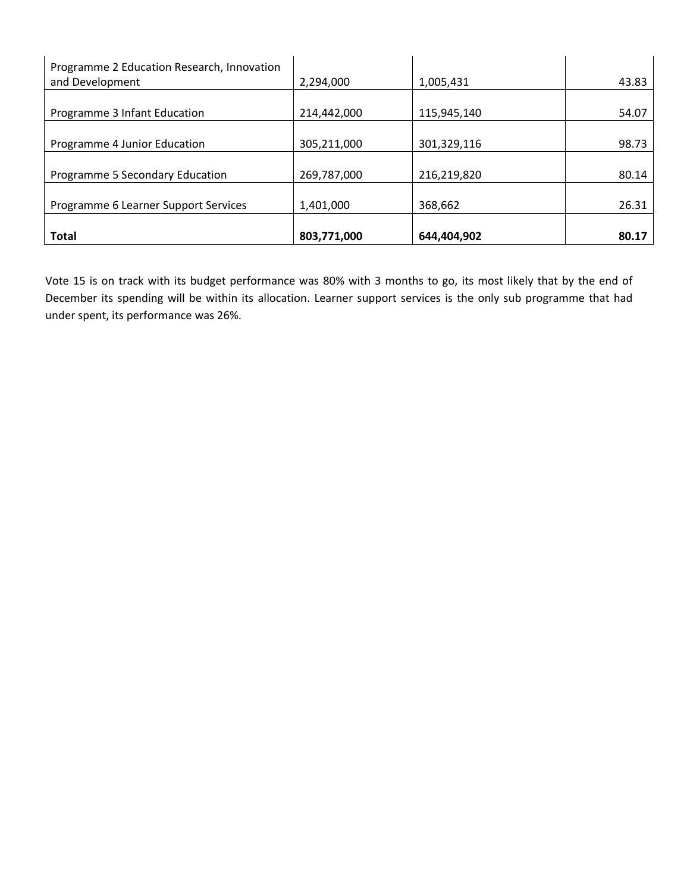| | | | |
|---|---|---|---|
| Programme 2 Education Research, Innovation and Development | 2,294,000 | 1,005,431 | 43.83 |
| Programme 3 Infant Education | 214,442,000 | 115,945,140 | 54.07 |
| Programme 4 Junior Education | 305,211,000 | 301,329,116 | 98.73 |
| Programme 5 Secondary Education | 269,787,000 | 216,219,820 | 80.14 |
| Programme 6 Learner Support Services | 1,401,000 | 368,662 | 26.31 |
| **Total** | **803,771,000** | **644,404,902** | **80.17** |

Vote 15 is on track with its budget performance was 80% with 3 months to go, its most likely that by the end of December its spending will be within its allocation. Learner support services is the only sub programme that had under spent, its performance was 26%.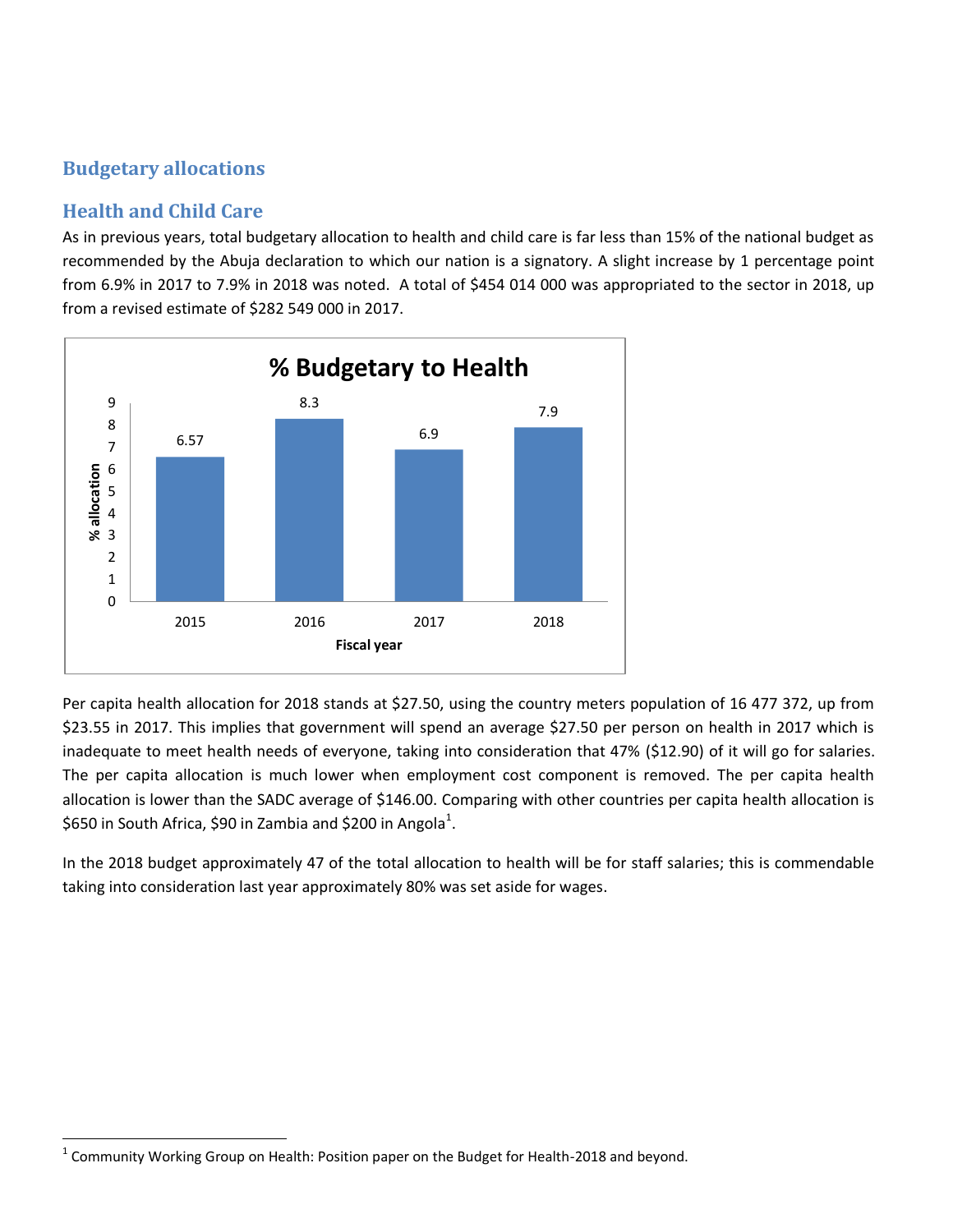## Budgetary allocations

### Health and Child Care

As in previous years, total budgetary allocation to health and child care is far less than 15% of the national budget as recommended by the Abuja declaration to which our nation is a signatory. A slight increase by 1 percentage point from 6.9% in 2017 to 7.9% in 2018 was noted. A total of $454 014 000 was appropriated to the sector in 2018, up from a revised estimate of $282 549 000 in 2017.

**% Budgetary to Health**

| Fiscal year | % allocation |
|---|---|
| 2015 | 6.57 |
| 2016 | 8.3 |
| 2017 | 6.9 |
| 2018 | 7.9 |

Per capita health allocation for 2018 stands at $27.50, using the country meters population of 16 477 372, up from $23.55 in 2017. This implies that government will spend an average $27.50 per person on health in 2017 which is inadequate to meet health needs of everyone, taking into consideration that 47% ($12.90) of it will go for salaries. The per capita allocation is much lower when employment cost component is removed. The per capita health allocation is lower than the SADC average of $146.00. Comparing with other countries per capita health allocation is $650 in South Africa, $90 in Zambia and $200 in Angola[1].

In the 2018 budget approximately 47 of the total allocation to health will be for staff salaries; this is commendable taking into consideration last year approximately 80% was set aside for wages.

[1] Community Working Group on Health: Position paper on the Budget for Health-2018 and beyond.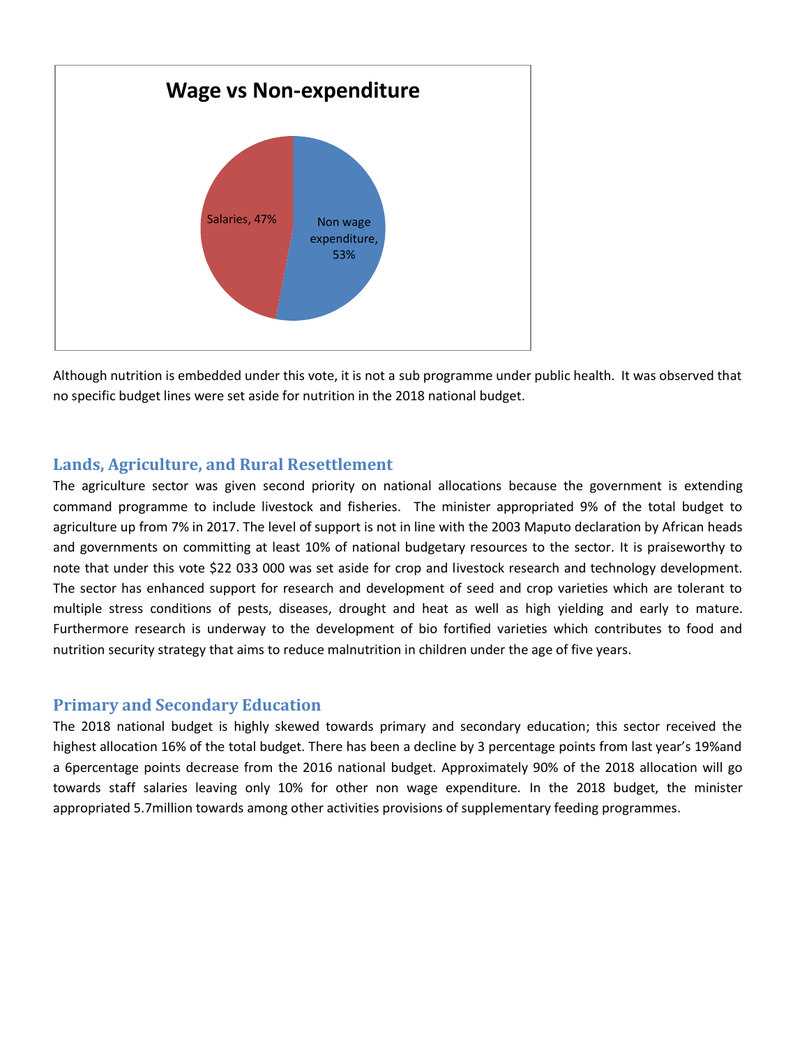**Wage vs Non-expenditure**

Salaries, 47%

Non wage expenditure, 53%

Although nutrition is embedded under this vote, it is not a sub programme under public health. It was observed that no specific budget lines were set aside for nutrition in the 2018 national budget.

## Lands, Agriculture, and Rural Resettlement

The agriculture sector was given second priority on national allocations because the government is extending command programme to include livestock and fisheries. The minister appropriated 9% of the total budget to agriculture up from 7% in 2017. The level of support is not in line with the 2003 Maputo declaration by African heads and governments on committing at least 10% of national budgetary resources to the sector. It is praiseworthy to note that under this vote $22 033 000 was set aside for crop and livestock research and technology development. The sector has enhanced support for research and development of seed and crop varieties which are tolerant to multiple stress conditions of pests, diseases, drought and heat as well as high yielding and early to mature. Furthermore research is underway to the development of bio fortified varieties which contributes to food and nutrition security strategy that aims to reduce malnutrition in children under the age of five years.

## Primary and Secondary Education

The 2018 national budget is highly skewed towards primary and secondary education; this sector received the highest allocation 16% of the total budget. There has been a decline by 3 percentage points from last year's 19%and a 6percentage points decrease from the 2016 national budget. Approximately 90% of the 2018 allocation will go towards staff salaries leaving only 10% for other non wage expenditure. In the 2018 budget, the minister appropriated 5.7million towards among other activities provisions of supplementary feeding programmes.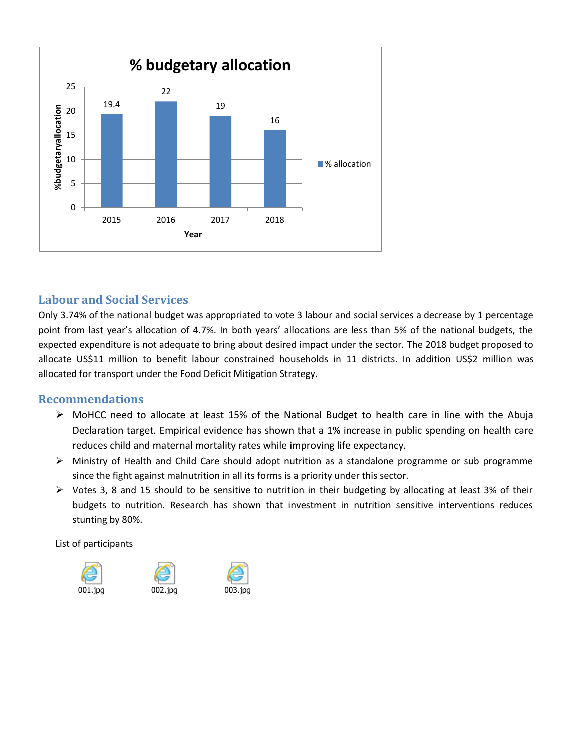% budgetary allocation

%budgetaryallocation

25
20
15
10
5
0

19.4
22
19
16

2015
2016
2017
2018

Year

% allocation

## Labour and Social Services

Only 3.74% of the national budget was appropriated to vote 3 labour and social services a decrease by 1 percentage point from last year's allocation of 4.7%. In both years' allocations are less than 5% of the national budgets, the expected expenditure is not adequate to bring about desired impact under the sector. The 2018 budget proposed to allocate US$11 million to benefit labour constrained households in 11 districts. In addition US$2 million was allocated for transport under the Food Deficit Mitigation Strategy.

## Recommendations

- MoHCC need to allocate at least 15% of the National Budget to health care in line with the Abuja Declaration target. Empirical evidence has shown that a 1% increase in public spending on health care reduces child and maternal mortality rates while improving life expectancy.
- Ministry of Health and Child Care should adopt nutrition as a standalone programme or sub programme since the fight against malnutrition in all its forms is a priority under this sector.
- Votes 3, 8 and 15 should to be sensitive to nutrition in their budgeting by allocating at least 3% of their budgets to nutrition. Research has shown that investment in nutrition sensitive interventions reduces stunting by 80%.

List of participants

001.jpg 002.jpg 003.jpg